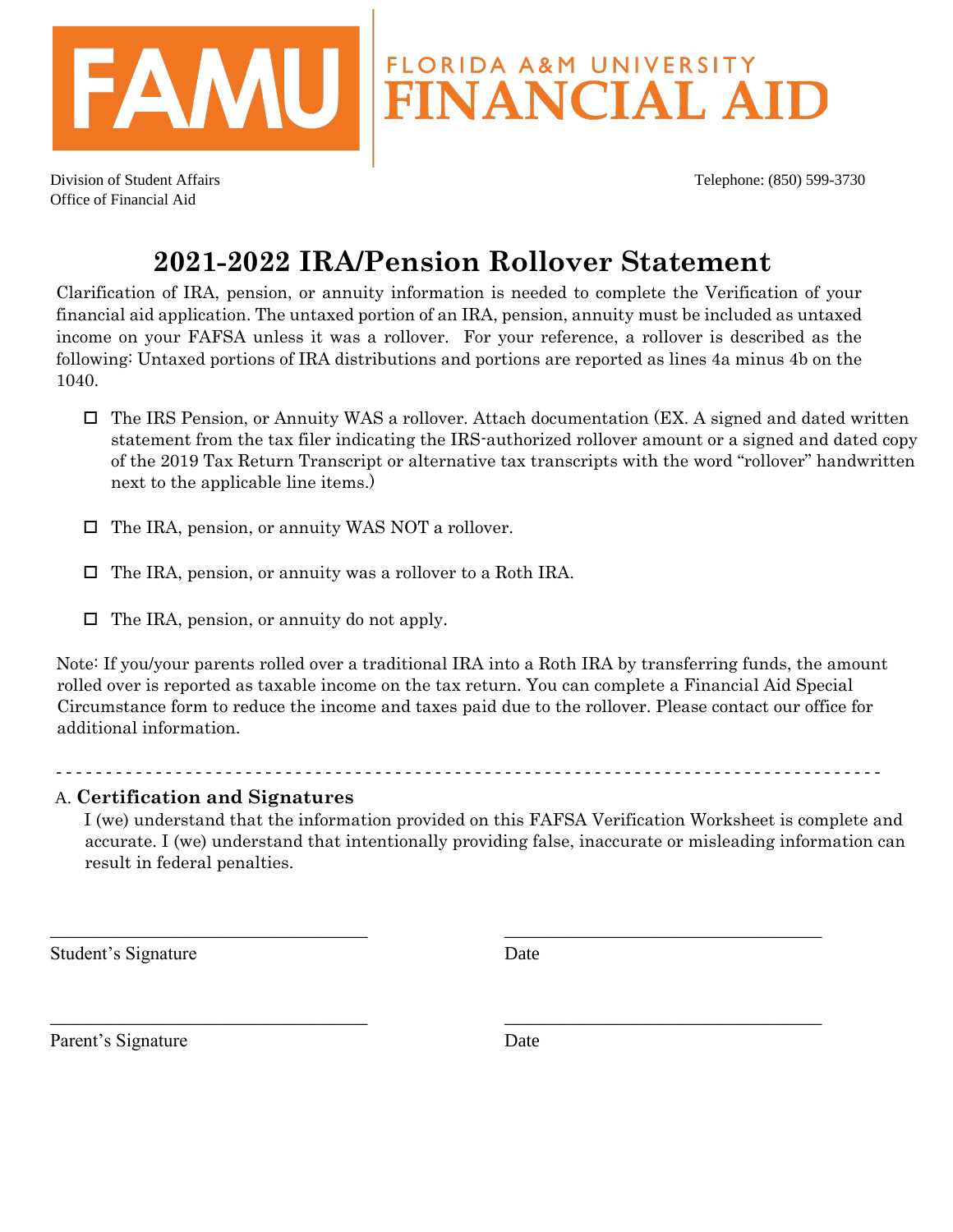FAMU | FLORIDA A&M UNIVERSITY FINANCIAL AID

Division of Student Affairs
Office of Financial Aid

Telephone: (850) 599-3730

# 2021-2022 IRA/Pension Rollover Statement

Clarification of IRA, pension, or annuity information is needed to complete the Verification of your financial aid application. The untaxed portion of an IRA, pension, annuity must be included as untaxed income on your FAFSA unless it was a rollover. For your reference, a rollover is described as the following: Untaxed portions of IRA distributions and portions are reported as lines 4a minus 4b on the 1040.

- ☐ The IRS Pension, or Annuity WAS a rollover. Attach documentation (EX. A signed and dated written statement from the tax filer indicating the IRS-authorized rollover amount or a signed and dated copy of the 2019 Tax Return Transcript or alternative tax transcripts with the word "rollover" handwritten next to the applicable line items.)

- ☐ The IRA, pension, or annuity WAS NOT a rollover.

- ☐ The IRA, pension, or annuity was a rollover to a Roth IRA.

- ☐ The IRA, pension, or annuity do not apply.

Note: If you/your parents rolled over a traditional IRA into a Roth IRA by transferring funds, the amount rolled over is reported as taxable income on the tax return. You can complete a Financial Aid Special Circumstance form to reduce the income and taxes paid due to the rollover. Please contact our office for additional information.

- - - - - - - - - - - - - - - - - - - - - - - - - - - - - - - - - - - - - - - - - - - - - - - - - - - - - - - - - - - - - - - - - - - -

## A. Certification and Signatures

I (we) understand that the information provided on this FAFSA Verification Worksheet is complete and accurate. I (we) understand that intentionally providing false, inaccurate or misleading information can result in federal penalties.

\_\_\_\_\_\_\_\_\_\_\_\_\_\_\_\_\_\_\_\_\_\_\_\_\_\_\_\_\_\_\_\_\_\_ \_\_\_\_\_\_\_\_\_\_\_\_\_\_\_\_\_\_\_\_\_\_\_\_\_\_\_\_\_\_\_\_\_\_
Student's Signature Date

\_\_\_\_\_\_\_\_\_\_\_\_\_\_\_\_\_\_\_\_\_\_\_\_\_\_\_\_\_\_\_\_\_\_ \_\_\_\_\_\_\_\_\_\_\_\_\_\_\_\_\_\_\_\_\_\_\_\_\_\_\_\_\_\_\_\_\_\_
Parent's Signature Date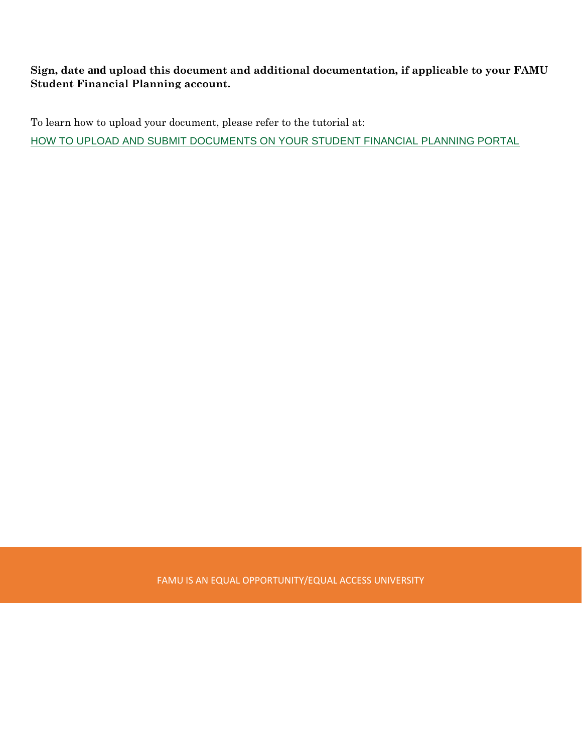**Sign, date and upload this document and additional documentation, if applicable to your FAMU Student Financial Planning account.**

To learn how to upload your document, please refer to the tutorial at:

HOW TO UPLOAD AND SUBMIT DOCUMENTS ON YOUR STUDENT FINANCIAL PLANNING PORTAL

FAMU IS AN EQUAL OPPORTUNITY/EQUAL ACCESS UNIVERSITY